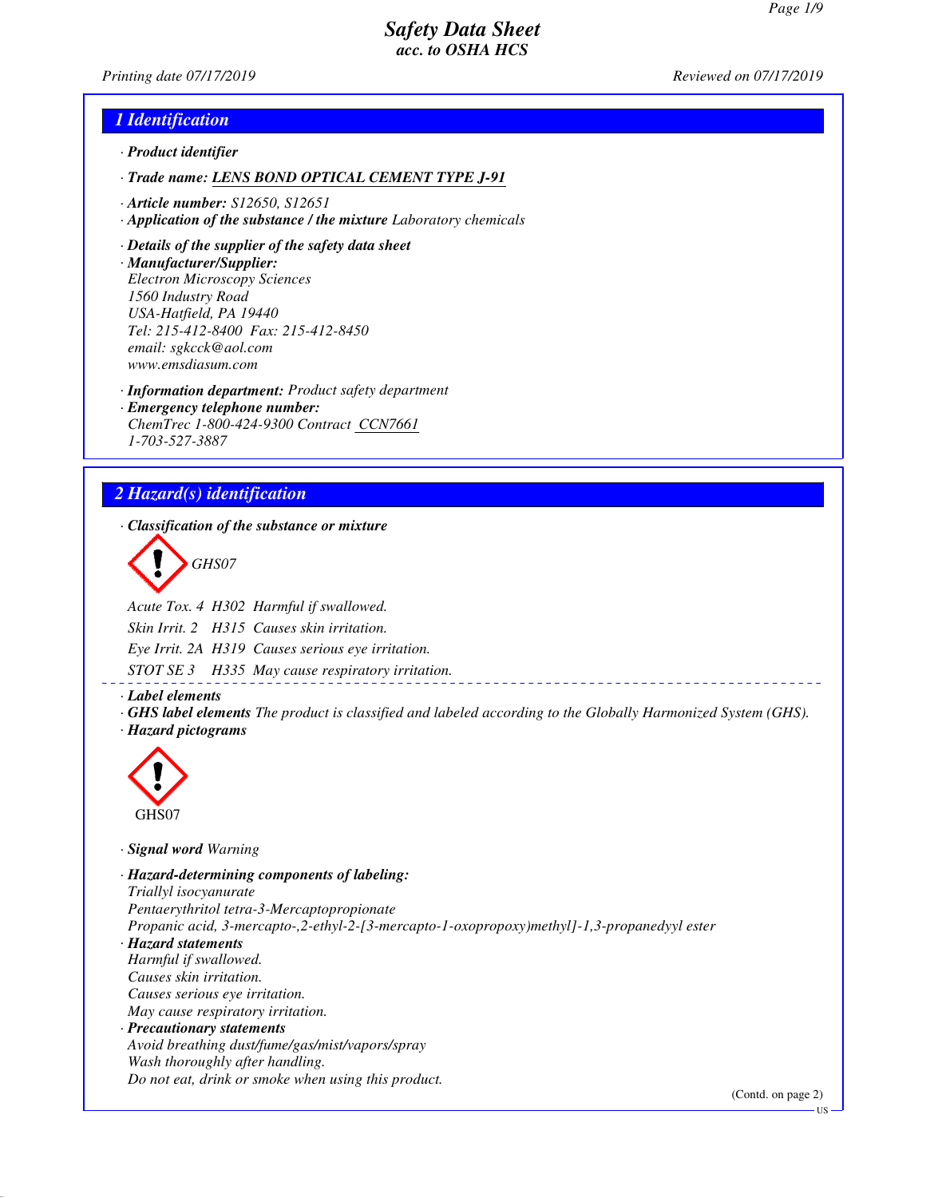# Safety Data Sheet
## acc. to OSHA HCS

Printing date 07/17/2019 Reviewed on 07/17/2019

## 1 Identification

· **Product identifier**

· **Trade name:** **LENS BOND OPTICAL CEMENT TYPE J-91**

· **Article number:** S12650, S12651

· **Application of the substance / the mixture** Laboratory chemicals

· **Details of the supplier of the safety data sheet**

· **Manufacturer/Supplier:**
Electron Microscopy Sciences
1560 Industry Road
USA-Hatfield, PA 19440
Tel: 215-412-8400 Fax: 215-412-8450
email: sgkcck@aol.com
www.emsdiasum.com

· **Information department:** Product safety department

· **Emergency telephone number:**
ChemTrec 1-800-424-9300 Contract CCN7661
1-703-527-3887

## 2 Hazard(s) identification

· **Classification of the substance or mixture**

GHS07

| | | |
|---|---|---|
| Acute Tox. 4 | H302 | Harmful if swallowed. |
| Skin Irrit. 2 | H315 | Causes skin irritation. |
| Eye Irrit. 2A | H319 | Causes serious eye irritation. |
| STOT SE 3 | H335 | May cause respiratory irritation. |

· **Label elements**

· **GHS label elements** The product is classified and labeled according to the Globally Harmonized System (GHS).

· **Hazard pictograms**

GHS07

· **Signal word** Warning

· **Hazard-determining components of labeling:**
Triallyl isocyanurate
Pentaerythritol tetra-3-Mercaptopropionate
Propanic acid, 3-mercapto-,2-ethyl-2-[3-mercapto-1-oxopropoxy)methyl]-1,3-propanedyyl ester

· **Hazard statements**
Harmful if swallowed.
Causes skin irritation.
Causes serious eye irritation.
May cause respiratory irritation.

· **Precautionary statements**
Avoid breathing dust/fume/gas/mist/vapors/spray
Wash thoroughly after handling.
Do not eat, drink or smoke when using this product.

(Contd. on page 2)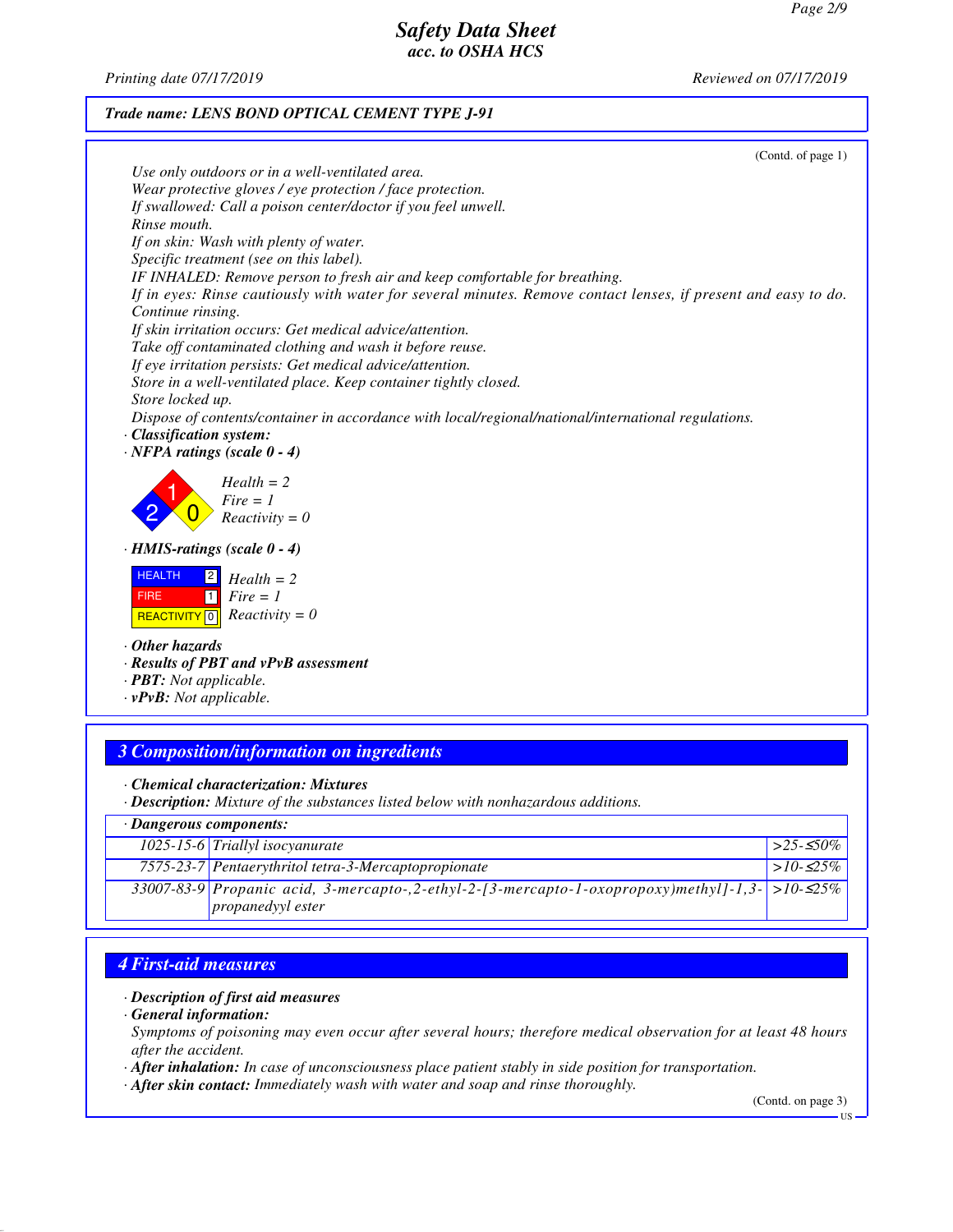**Trade name: LENS BOND OPTICAL CEMENT TYPE J-91**

(Contd. of page 1)

*Use only outdoors or in a well-ventilated area.*
*Wear protective gloves / eye protection / face protection.*
*If swallowed: Call a poison center/doctor if you feel unwell.*
*Rinse mouth.*
*If on skin: Wash with plenty of water.*
*Specific treatment (see on this label).*
*IF INHALED: Remove person to fresh air and keep comfortable for breathing.*
*If in eyes: Rinse cautiously with water for several minutes. Remove contact lenses, if present and easy to do. Continue rinsing.*
*If skin irritation occurs: Get medical advice/attention.*
*Take off contaminated clothing and wash it before reuse.*
*If eye irritation persists: Get medical advice/attention.*
*Store in a well-ventilated place. Keep container tightly closed.*
*Store locked up.*
*Dispose of contents/container in accordance with local/regional/national/international regulations.*

· **Classification system:**
· **NFPA ratings (scale 0 - 4)**

Health = 2
Fire = 1
Reactivity = 0

· **HMIS-ratings (scale 0 - 4)**

| | | |
|---|---|---|
| HEALTH | 2 | Health = 2 |
| FIRE | 1 | Fire = 1 |
| REACTIVITY | 0 | Reactivity = 0 |

· **Other hazards**
· **Results of PBT and vPvB assessment**
· **PBT:** Not applicable.
· **vPvB:** Not applicable.

## 3 Composition/information on ingredients

· **Chemical characterization: Mixtures**
· **Description:** Mixture of the substances listed below with nonhazardous additions.

| · Dangerous components: | | |
|---|---|---|
| 1025-15-6 | Triallyl isocyanurate | >25-≤50% |
| 7575-23-7 | Pentaerythritol tetra-3-Mercaptopropionate | >10-≤25% |
| 33007-83-9 | Propanic acid, 3-mercapto-,2-ethyl-2-[3-mercapto-1-oxopropoxy)methyl]-1,3-propanedyyl ester | >10-≤25% |

## 4 First-aid measures

· **Description of first aid measures**
· **General information:**
Symptoms of poisoning may even occur after several hours; therefore medical observation for at least 48 hours after the accident.
· **After inhalation:** In case of unconsciousness place patient stably in side position for transportation.
· **After skin contact:** Immediately wash with water and soap and rinse thoroughly.

(Contd. on page 3)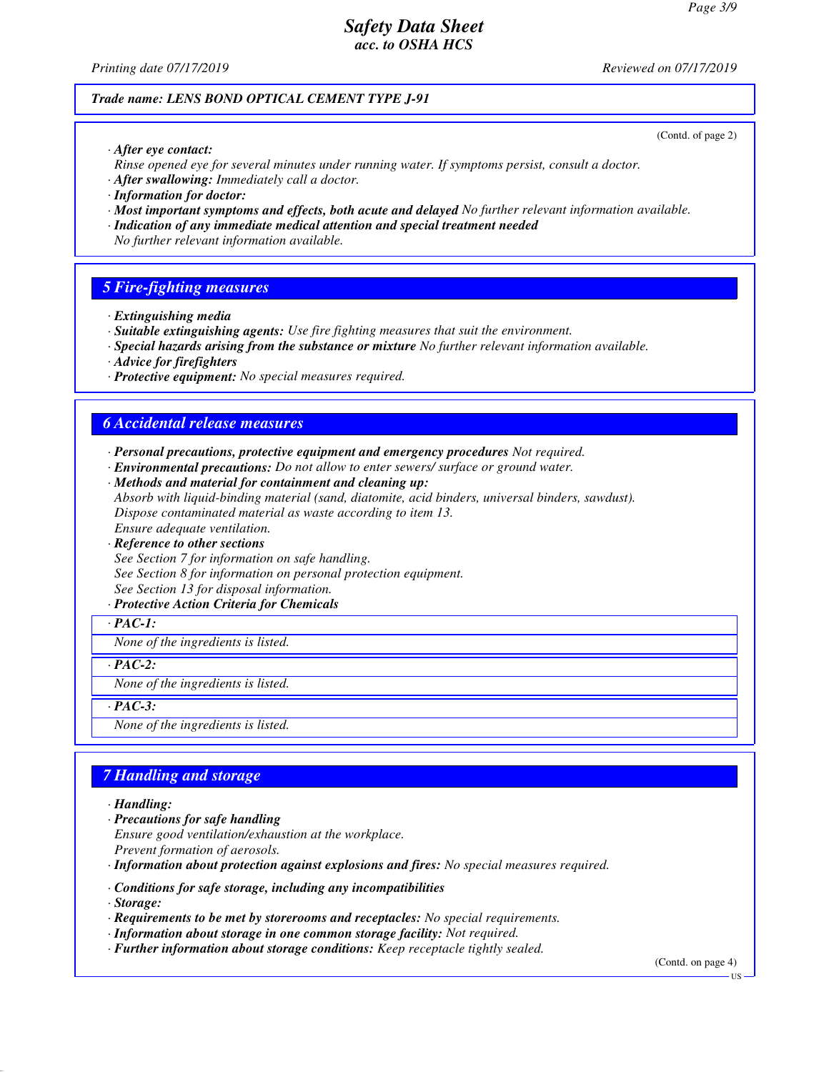Trade name: LENS BOND OPTICAL CEMENT TYPE J-91

(Contd. of page 2)

· **After eye contact:**
Rinse opened eye for several minutes under running water. If symptoms persist, consult a doctor.
· **After swallowing:** Immediately call a doctor.
· **Information for doctor:**
· **Most important symptoms and effects, both acute and delayed** No further relevant information available.
· **Indication of any immediate medical attention and special treatment needed**
No further relevant information available.

## 5 Fire-fighting measures

· **Extinguishing media**
· **Suitable extinguishing agents:** Use fire fighting measures that suit the environment.
· **Special hazards arising from the substance or mixture** No further relevant information available.
· **Advice for firefighters**
· **Protective equipment:** No special measures required.

## 6 Accidental release measures

· **Personal precautions, protective equipment and emergency procedures** Not required.
· **Environmental precautions:** Do not allow to enter sewers/ surface or ground water.
· **Methods and material for containment and cleaning up:**
Absorb with liquid-binding material (sand, diatomite, acid binders, universal binders, sawdust).
Dispose contaminated material as waste according to item 13.
Ensure adequate ventilation.
· **Reference to other sections**
See Section 7 for information on safe handling.
See Section 8 for information on personal protection equipment.
See Section 13 for disposal information.
· **Protective Action Criteria for Chemicals**

· **PAC-1:**
None of the ingredients is listed.

· **PAC-2:**
None of the ingredients is listed.

· **PAC-3:**
None of the ingredients is listed.

## 7 Handling and storage

· **Handling:**
· **Precautions for safe handling**
Ensure good ventilation/exhaustion at the workplace.
Prevent formation of aerosols.
· **Information about protection against explosions and fires:** No special measures required.

· **Conditions for safe storage, including any incompatibilities**
· **Storage:**
· **Requirements to be met by storerooms and receptacles:** No special requirements.
· **Information about storage in one common storage facility:** Not required.
· **Further information about storage conditions:** Keep receptacle tightly sealed.

(Contd. on page 4)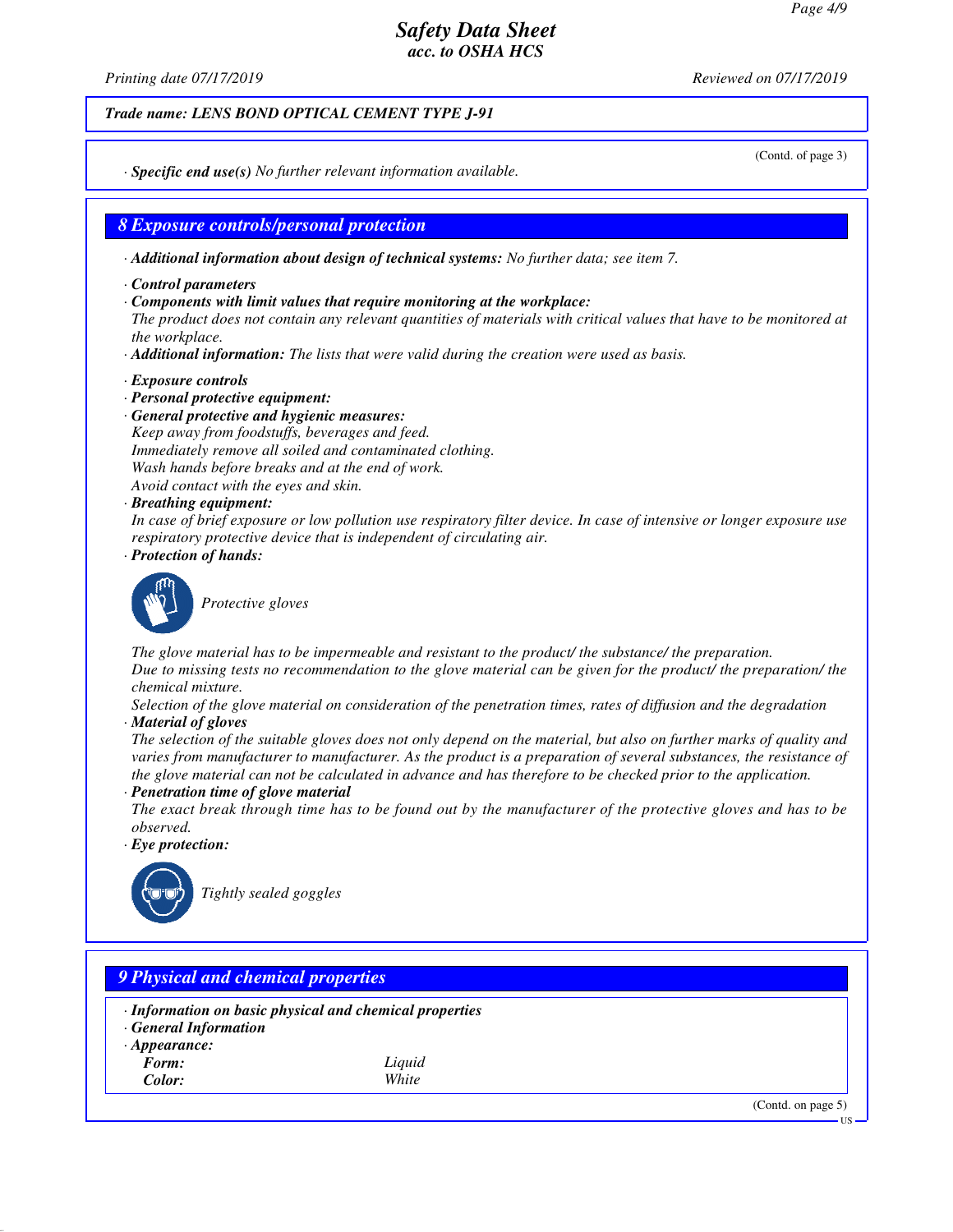Trade name: LENS BOND OPTICAL CEMENT TYPE J-91

(Contd. of page 3)

· **Specific end use(s)** No further relevant information available.

## 8 Exposure controls/personal protection

· **Additional information about design of technical systems:** No further data; see item 7.

· **Control parameters**
· **Components with limit values that require monitoring at the workplace:**
The product does not contain any relevant quantities of materials with critical values that have to be monitored at the workplace.
· **Additional information:** The lists that were valid during the creation were used as basis.

· **Exposure controls**
· **Personal protective equipment:**
· **General protective and hygienic measures:**
Keep away from foodstuffs, beverages and feed.
Immediately remove all soiled and contaminated clothing.
Wash hands before breaks and at the end of work.
Avoid contact with the eyes and skin.
· **Breathing equipment:**
In case of brief exposure or low pollution use respiratory filter device. In case of intensive or longer exposure use respiratory protective device that is independent of circulating air.
· **Protection of hands:**

Protective gloves

The glove material has to be impermeable and resistant to the product/ the substance/ the preparation.
Due to missing tests no recommendation to the glove material can be given for the product/ the preparation/ the chemical mixture.
Selection of the glove material on consideration of the penetration times, rates of diffusion and the degradation
· **Material of gloves**
The selection of the suitable gloves does not only depend on the material, but also on further marks of quality and varies from manufacturer to manufacturer. As the product is a preparation of several substances, the resistance of the glove material can not be calculated in advance and has therefore to be checked prior to the application.
· **Penetration time of glove material**
The exact break through time has to be found out by the manufacturer of the protective gloves and has to be observed.
· **Eye protection:**

Tightly sealed goggles

## 9 Physical and chemical properties

· **Information on basic physical and chemical properties**
· **General Information**
· **Appearance:**

| | |
|---|---|
| **Form:** | Liquid |
| **Color:** | White |

(Contd. on page 5)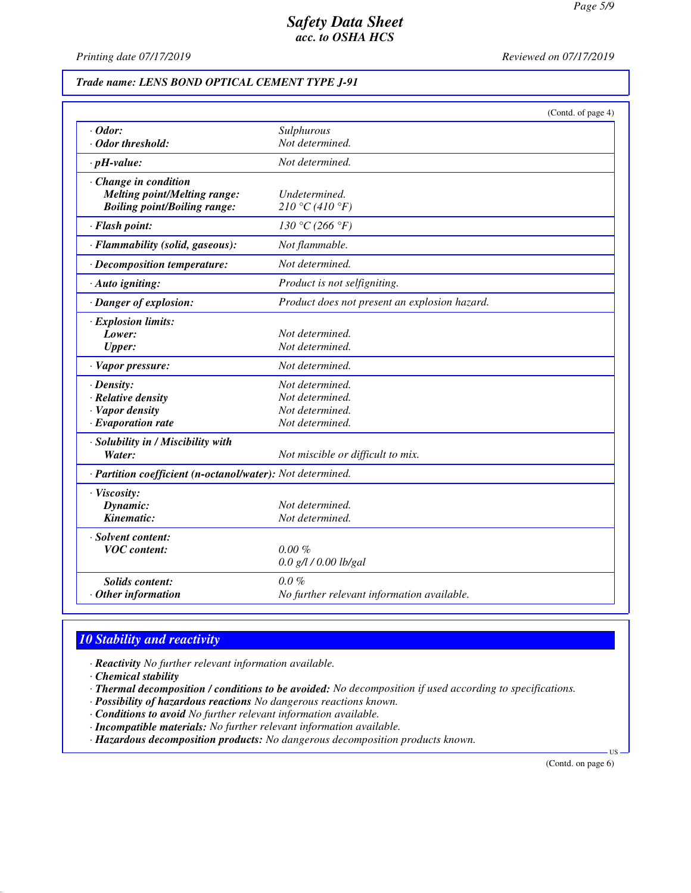Trade name: LENS BOND OPTICAL CEMENT TYPE J-91

(Contd. of page 4)

| | |
|---|---|
| **· Odor:** | Sulphurous |
| **· Odor threshold:** | Not determined. |
| **· pH-value:** | Not determined. |
| **· Change in condition** | |
| **Melting point/Melting range:** | Undetermined. |
| **Boiling point/Boiling range:** | 210 °C (410 °F) |
| **· Flash point:** | 130 °C (266 °F) |
| **· Flammability (solid, gaseous):** | Not flammable. |
| **· Decomposition temperature:** | Not determined. |
| **· Auto igniting:** | Product is not selfigniting. |
| **· Danger of explosion:** | Product does not present an explosion hazard. |
| **· Explosion limits:** | |
| **Lower:** | Not determined. |
| **Upper:** | Not determined. |
| **· Vapor pressure:** | Not determined. |
| **· Density:** | Not determined. |
| **· Relative density** | Not determined. |
| **· Vapor density** | Not determined. |
| **· Evaporation rate** | Not determined. |
| **· Solubility in / Miscibility with** | |
| **Water:** | Not miscible or difficult to mix. |
| **· Partition coefficient (n-octanol/water):** | Not determined. |
| **· Viscosity:** | |
| **Dynamic:** | Not determined. |
| **Kinematic:** | Not determined. |
| **· Solvent content:** | |
| **VOC content:** | 0.00 % |
| | 0.0 g/l / 0.00 lb/gal |
| **Solids content:** | 0.0 % |
| **· Other information** | No further relevant information available. |

## 10 Stability and reactivity

- **Reactivity** No further relevant information available.
- **Chemical stability**
- **Thermal decomposition / conditions to be avoided:** No decomposition if used according to specifications.
- **Possibility of hazardous reactions** No dangerous reactions known.
- **Conditions to avoid** No further relevant information available.
- **Incompatible materials:** No further relevant information available.
- **Hazardous decomposition products:** No dangerous decomposition products known.

(Contd. on page 6)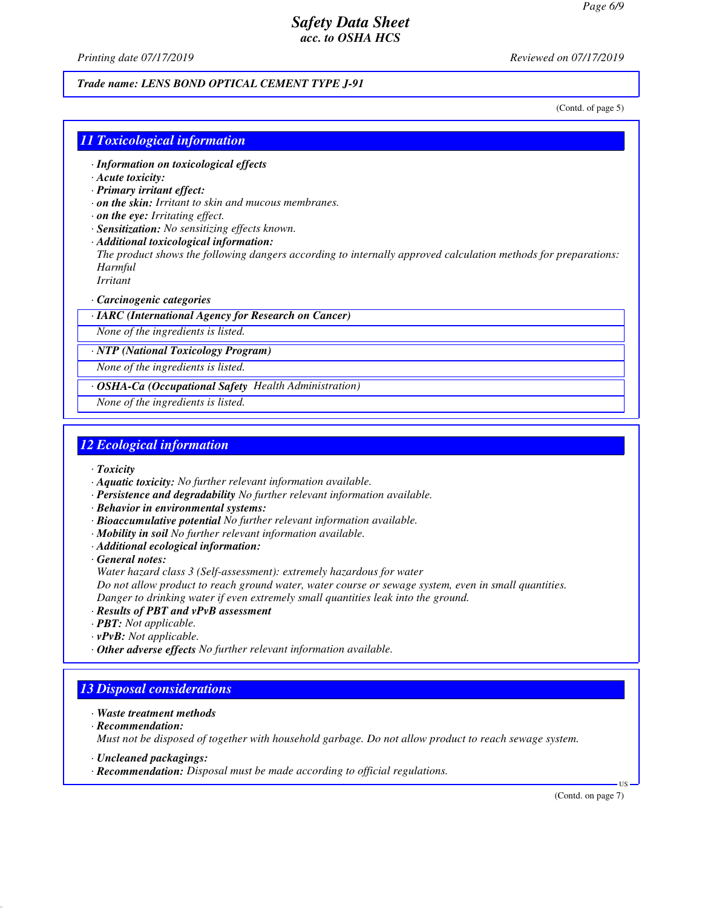*Trade name: LENS BOND OPTICAL CEMENT TYPE J-91*

(Contd. of page 5)

## 11 Toxicological information

· ***Information on toxicological effects***
· ***Acute toxicity:***
· ***Primary irritant effect:***
· ***on the skin:*** *Irritant to skin and mucous membranes.*
· ***on the eye:*** *Irritating effect.*
· ***Sensitization:*** *No sensitizing effects known.*
· ***Additional toxicological information:***
*The product shows the following dangers according to internally approved calculation methods for preparations:*
*Harmful*
*Irritant*

· ***Carcinogenic categories***

| · ***IARC (International Agency for Research on Cancer)*** |
|---|
| *None of the ingredients is listed.* |

| · ***NTP (National Toxicology Program)*** |
|---|
| *None of the ingredients is listed.* |

| · ***OSHA-Ca (Occupational Safety Health Administration)*** |
|---|
| *None of the ingredients is listed.* |

## 12 Ecological information

· ***Toxicity***
· ***Aquatic toxicity:*** *No further relevant information available.*
· ***Persistence and degradability*** *No further relevant information available.*
· ***Behavior in environmental systems:***
· ***Bioaccumulative potential*** *No further relevant information available.*
· ***Mobility in soil*** *No further relevant information available.*
· ***Additional ecological information:***
· ***General notes:***
*Water hazard class 3 (Self-assessment): extremely hazardous for water*
*Do not allow product to reach ground water, water course or sewage system, even in small quantities.*
*Danger to drinking water if even extremely small quantities leak into the ground.*
· ***Results of PBT and vPvB assessment***
· ***PBT:*** *Not applicable.*
· ***vPvB:*** *Not applicable.*
· ***Other adverse effects*** *No further relevant information available.*

## 13 Disposal considerations

· ***Waste treatment methods***
· ***Recommendation:***
*Must not be disposed of together with household garbage. Do not allow product to reach sewage system.*

· ***Uncleaned packagings:***
· ***Recommendation:*** *Disposal must be made according to official regulations.*

(Contd. on page 7)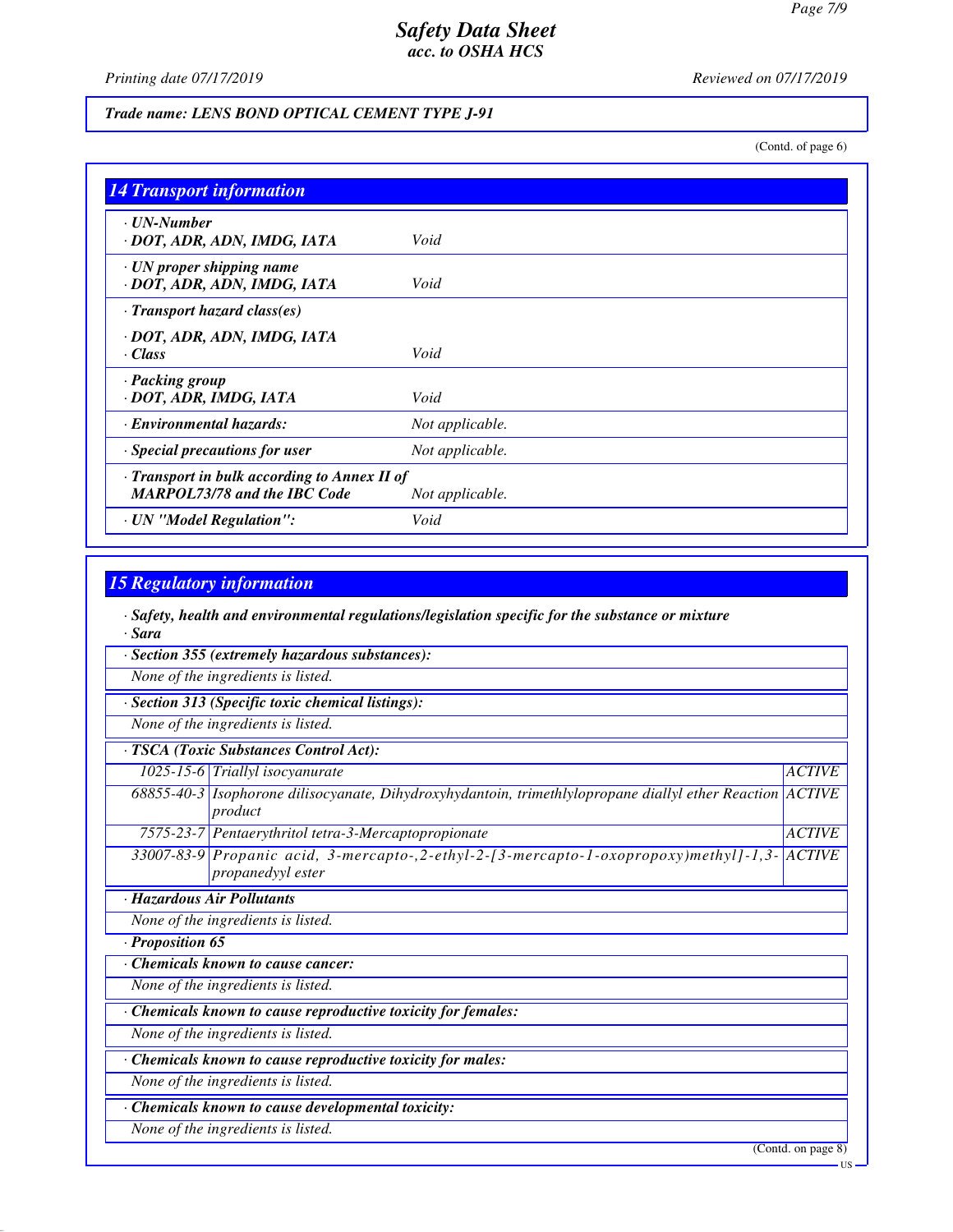*Trade name: LENS BOND OPTICAL CEMENT TYPE J-91*

(Contd. of page 6)

## 14 Transport information

| | |
|---|---|
| · **UN-Number**<br>· **DOT, ADR, ADN, IMDG, IATA** | Void |
| · **UN proper shipping name**<br>· **DOT, ADR, ADN, IMDG, IATA** | Void |
| · **Transport hazard class(es)** | |
| · **DOT, ADR, ADN, IMDG, IATA**<br>· **Class** | Void |
| · **Packing group**<br>· **DOT, ADR, IMDG, IATA** | Void |
| · **Environmental hazards:** | Not applicable. |
| · **Special precautions for user** | Not applicable. |
| · **Transport in bulk according to Annex II of MARPOL73/78 and the IBC Code** | Not applicable. |
| · **UN "Model Regulation":** | Void |

## 15 Regulatory information

· **Safety, health and environmental regulations/legislation specific for the substance or mixture**

· **Sara**

· **Section 355 (extremely hazardous substances):**

None of the ingredients is listed.

· **Section 313 (Specific toxic chemical listings):**

None of the ingredients is listed.

· **TSCA (Toxic Substances Control Act):**

| | | |
|---|---|---|
| 1025-15-6 | Triallyl isocyanurate | ACTIVE |
| 68855-40-3 | Isophorone dilisocyanate, Dihydroxyhydantoin, trimethlylopropane diallyl ether Reaction product | ACTIVE |
| 7575-23-7 | Pentaerythritol tetra-3-Mercaptopropionate | ACTIVE |
| 33007-83-9 | Propanic acid, 3-mercapto-,2-ethyl-2-[3-mercapto-1-oxopropoxy)methyl]-1,3-propanedyyl ester | ACTIVE |

· **Hazardous Air Pollutants**

None of the ingredients is listed.

· **Proposition 65**

· **Chemicals known to cause cancer:**

None of the ingredients is listed.

· **Chemicals known to cause reproductive toxicity for females:**

None of the ingredients is listed.

· **Chemicals known to cause reproductive toxicity for males:**

None of the ingredients is listed.

· **Chemicals known to cause developmental toxicity:**

None of the ingredients is listed.

(Contd. on page 8)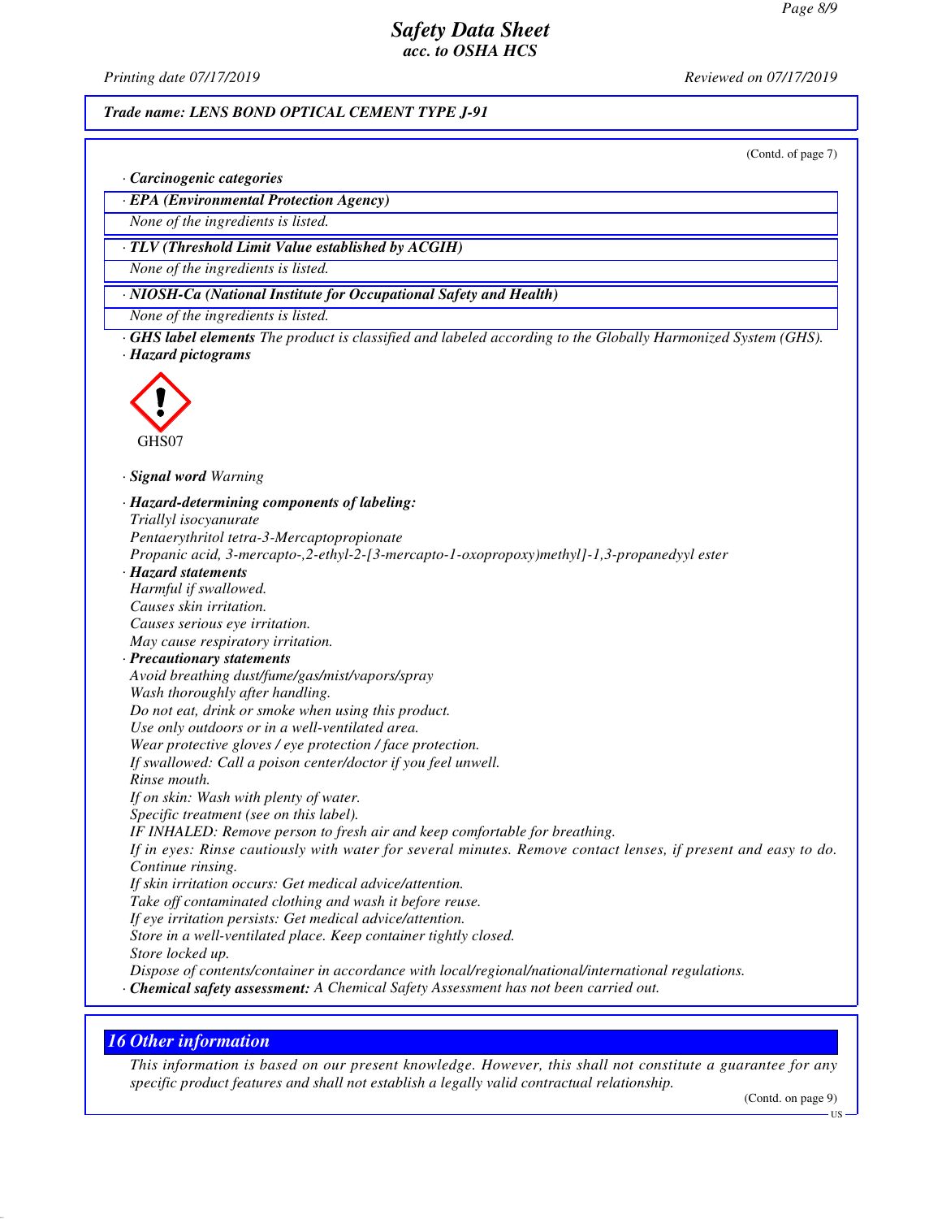**Trade name: LENS BOND OPTICAL CEMENT TYPE J-91**

(Contd. of page 7)

· ***Carcinogenic categories***

· ***EPA (Environmental Protection Agency)***

*None of the ingredients is listed.*

· ***TLV (Threshold Limit Value established by ACGIH)***

*None of the ingredients is listed.*

· ***NIOSH-Ca (National Institute for Occupational Safety and Health)***

*None of the ingredients is listed.*

· ***GHS label elements*** *The product is classified and labeled according to the Globally Harmonized System (GHS).*

· ***Hazard pictograms***

GHS07

· ***Signal word*** *Warning*

· ***Hazard-determining components of labeling:***

*Triallyl isocyanurate*
*Pentaerythritol tetra-3-Mercaptopropionate*
*Propanic acid, 3-mercapto-,2-ethyl-2-[3-mercapto-1-oxopropoxy)methyl]-1,3-propanedyyl ester*

· ***Hazard statements***

*Harmful if swallowed.*
*Causes skin irritation.*
*Causes serious eye irritation.*
*May cause respiratory irritation.*

· ***Precautionary statements***

*Avoid breathing dust/fume/gas/mist/vapors/spray*
*Wash thoroughly after handling.*
*Do not eat, drink or smoke when using this product.*
*Use only outdoors or in a well-ventilated area.*
*Wear protective gloves / eye protection / face protection.*
*If swallowed: Call a poison center/doctor if you feel unwell.*
*Rinse mouth.*
*If on skin: Wash with plenty of water.*
*Specific treatment (see on this label).*
*IF INHALED: Remove person to fresh air and keep comfortable for breathing.*
*If in eyes: Rinse cautiously with water for several minutes. Remove contact lenses, if present and easy to do. Continue rinsing.*
*If skin irritation occurs: Get medical advice/attention.*
*Take off contaminated clothing and wash it before reuse.*
*If eye irritation persists: Get medical advice/attention.*
*Store in a well-ventilated place. Keep container tightly closed.*
*Store locked up.*
*Dispose of contents/container in accordance with local/regional/national/international regulations.*

· ***Chemical safety assessment:*** *A Chemical Safety Assessment has not been carried out.*

## *16 Other information*

*This information is based on our present knowledge. However, this shall not constitute a guarantee for any specific product features and shall not establish a legally valid contractual relationship.*

(Contd. on page 9)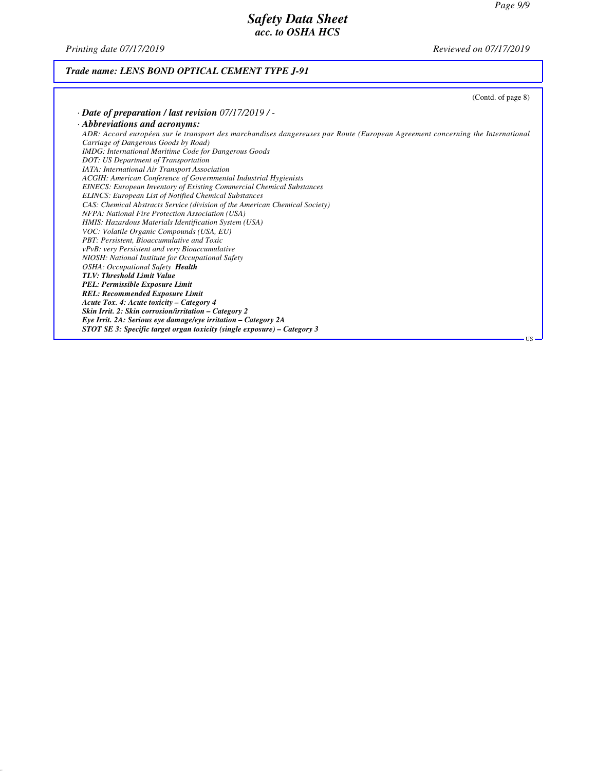*Trade name: LENS BOND OPTICAL CEMENT TYPE J-91*

(Contd. of page 8)

· ***Date of preparation / last revision*** *07/17/2019 / -*

· ***Abbreviations and acronyms:***

*ADR: Accord européen sur le transport des marchandises dangereuses par Route (European Agreement concerning the International Carriage of Dangerous Goods by Road)*
*IMDG: International Maritime Code for Dangerous Goods*
*DOT: US Department of Transportation*
*IATA: International Air Transport Association*
*ACGIH: American Conference of Governmental Industrial Hygienists*
*EINECS: European Inventory of Existing Commercial Chemical Substances*
*ELINCS: European List of Notified Chemical Substances*
*CAS: Chemical Abstracts Service (division of the American Chemical Society)*
*NFPA: National Fire Protection Association (USA)*
*HMIS: Hazardous Materials Identification System (USA)*
*VOC: Volatile Organic Compounds (USA, EU)*
*PBT: Persistent, Bioaccumulative and Toxic*
*vPvB: very Persistent and very Bioaccumulative*
*NIOSH: National Institute for Occupational Safety*
*OSHA: Occupational Safety* ***Health***
***TLV: Threshold Limit Value***
***PEL: Permissible Exposure Limit***
***REL: Recommended Exposure Limit***
***Acute Tox. 4: Acute toxicity – Category 4***
***Skin Irrit. 2: Skin corrosion/irritation – Category 2***
***Eye Irrit. 2A: Serious eye damage/eye irritation – Category 2A***
***STOT SE 3: Specific target organ toxicity (single exposure) – Category 3***

US